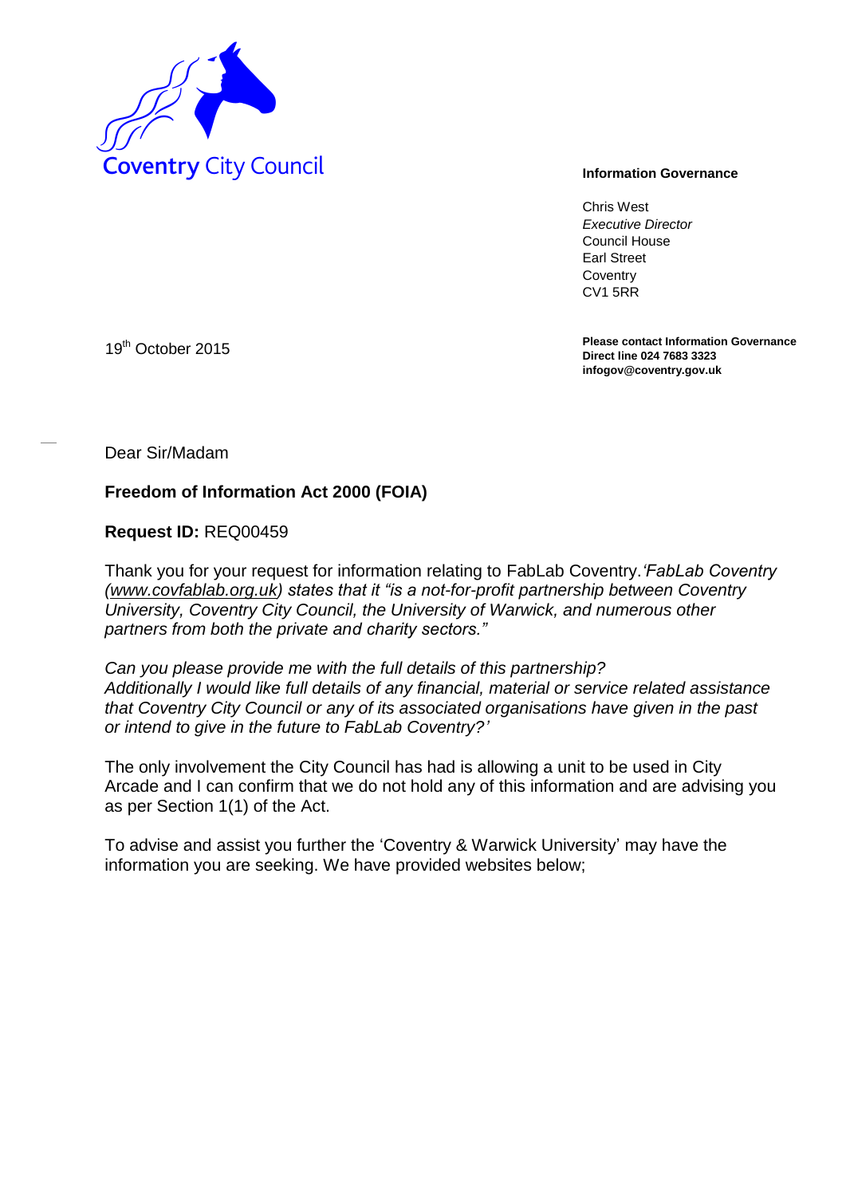Coventry City Council

**Information Governance**

Chris West
*Executive Director*
Council House
Earl Street
Coventry
CV1 5RR

**Please contact Information Governance**
**Direct line 024 7683 3323**
**infogov@coventry.gov.uk**

19th October 2015

Dear Sir/Madam

**Freedom of Information Act 2000 (FOIA)**

**Request ID:** REQ00459

Thank you for your request for information relating to FabLab Coventry.*'FabLab Coventry (www.covfablab.org.uk) states that it "is a not-for-profit partnership between Coventry University, Coventry City Council, the University of Warwick, and numerous other partners from both the private and charity sectors."*

*Can you please provide me with the full details of this partnership?*
*Additionally I would like full details of any financial, material or service related assistance that Coventry City Council or any of its associated organisations have given in the past or intend to give in the future to FabLab Coventry?'*

The only involvement the City Council has had is allowing a unit to be used in City Arcade and I can confirm that we do not hold any of this information and are advising you as per Section 1(1) of the Act.

To advise and assist you further the 'Coventry & Warwick University' may have the information you are seeking. We have provided websites below;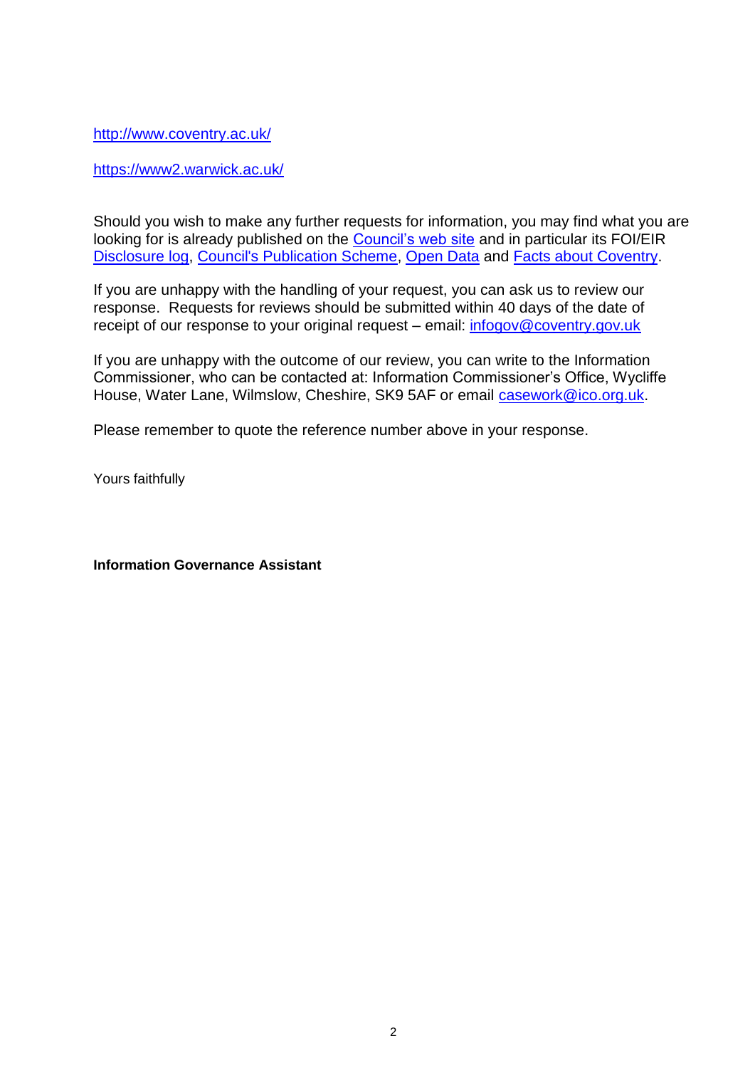http://www.coventry.ac.uk/

https://www2.warwick.ac.uk/

Should you wish to make any further requests for information, you may find what you are looking for is already published on the Council's web site and in particular its FOI/EIR Disclosure log, Council's Publication Scheme, Open Data and Facts about Coventry.

If you are unhappy with the handling of your request, you can ask us to review our response. Requests for reviews should be submitted within 40 days of the date of receipt of our response to your original request – email: infogov@coventry.gov.uk

If you are unhappy with the outcome of our review, you can write to the Information Commissioner, who can be contacted at: Information Commissioner's Office, Wycliffe House, Water Lane, Wilmslow, Cheshire, SK9 5AF or email casework@ico.org.uk.

Please remember to quote the reference number above in your response.

Yours faithfully

**Information Governance Assistant**